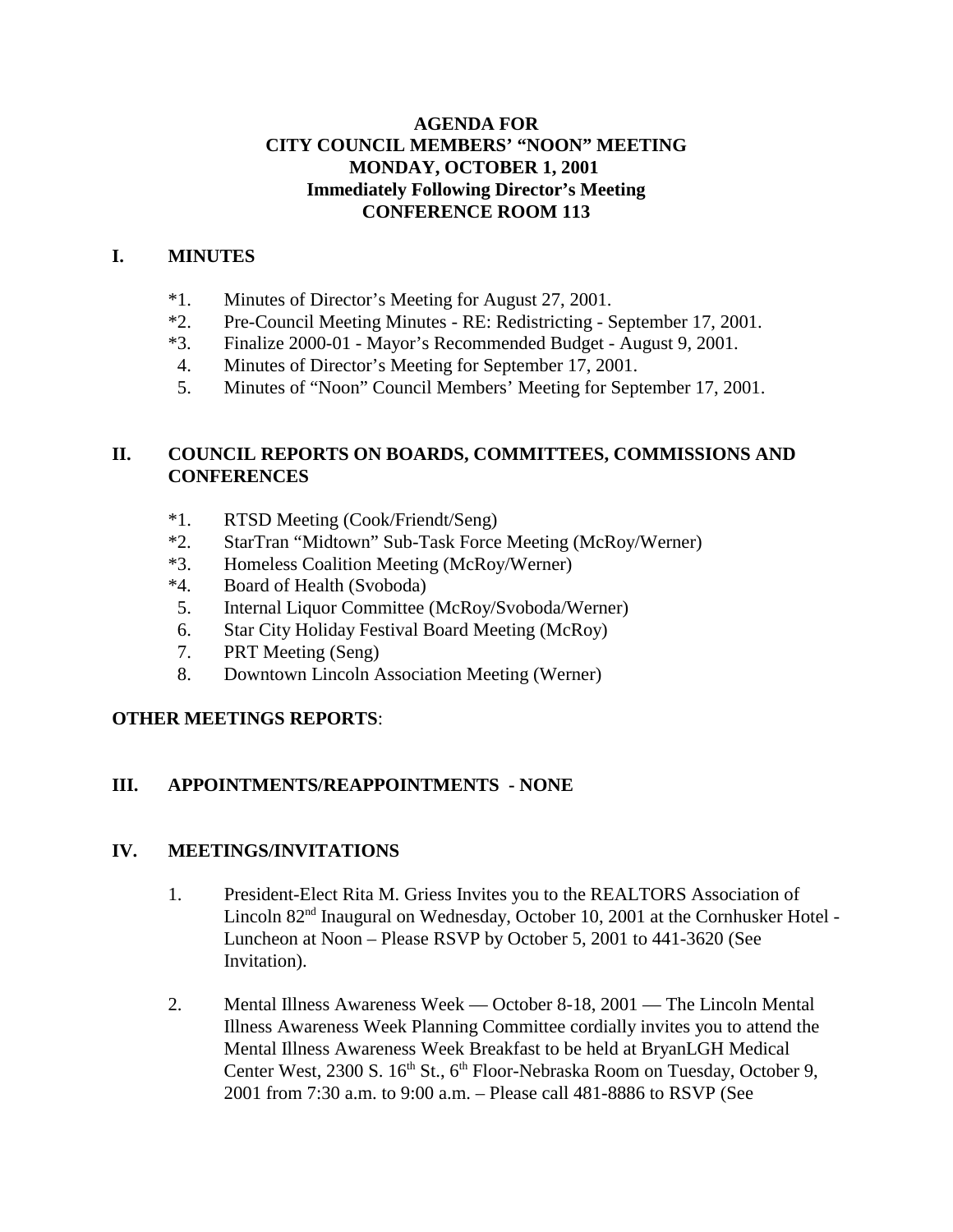**AGENDA FOR**
**CITY COUNCIL MEMBERS' "NOON" MEETING**
**MONDAY, OCTOBER 1, 2001**
**Immediately Following Director's Meeting**
**CONFERENCE ROOM 113**

## I. MINUTES

- *1. Minutes of Director's Meeting for August 27, 2001.
- *2. Pre-Council Meeting Minutes - RE: Redistricting - September 17, 2001.
- *3. Finalize 2000-01 - Mayor's Recommended Budget - August 9, 2001.
- 4. Minutes of Director's Meeting for September 17, 2001.
- 5. Minutes of "Noon" Council Members' Meeting for September 17, 2001.

## II. COUNCIL REPORTS ON BOARDS, COMMITTEES, COMMISSIONS AND CONFERENCES

- *1. RTSD Meeting (Cook/Friendt/Seng)
- *2. StarTran "Midtown" Sub-Task Force Meeting (McRoy/Werner)
- *3. Homeless Coalition Meeting (McRoy/Werner)
- *4. Board of Health (Svoboda)
- 5. Internal Liquor Committee (McRoy/Svoboda/Werner)
- 6. Star City Holiday Festival Board Meeting (McRoy)
- 7. PRT Meeting (Seng)
- 8. Downtown Lincoln Association Meeting (Werner)

**OTHER MEETINGS REPORTS**:

## III. APPOINTMENTS/REAPPOINTMENTS - NONE

## IV. MEETINGS/INVITATIONS

1. President-Elect Rita M. Griess Invites you to the REALTORS Association of Lincoln 82nd Inaugural on Wednesday, October 10, 2001 at the Cornhusker Hotel - Luncheon at Noon – Please RSVP by October 5, 2001 to 441-3620 (See Invitation).

2. Mental Illness Awareness Week — October 8-18, 2001 — The Lincoln Mental Illness Awareness Week Planning Committee cordially invites you to attend the Mental Illness Awareness Week Breakfast to be held at BryanLGH Medical Center West, 2300 S. 16th St., 6th Floor-Nebraska Room on Tuesday, October 9, 2001 from 7:30 a.m. to 9:00 a.m. – Please call 481-8886 to RSVP (See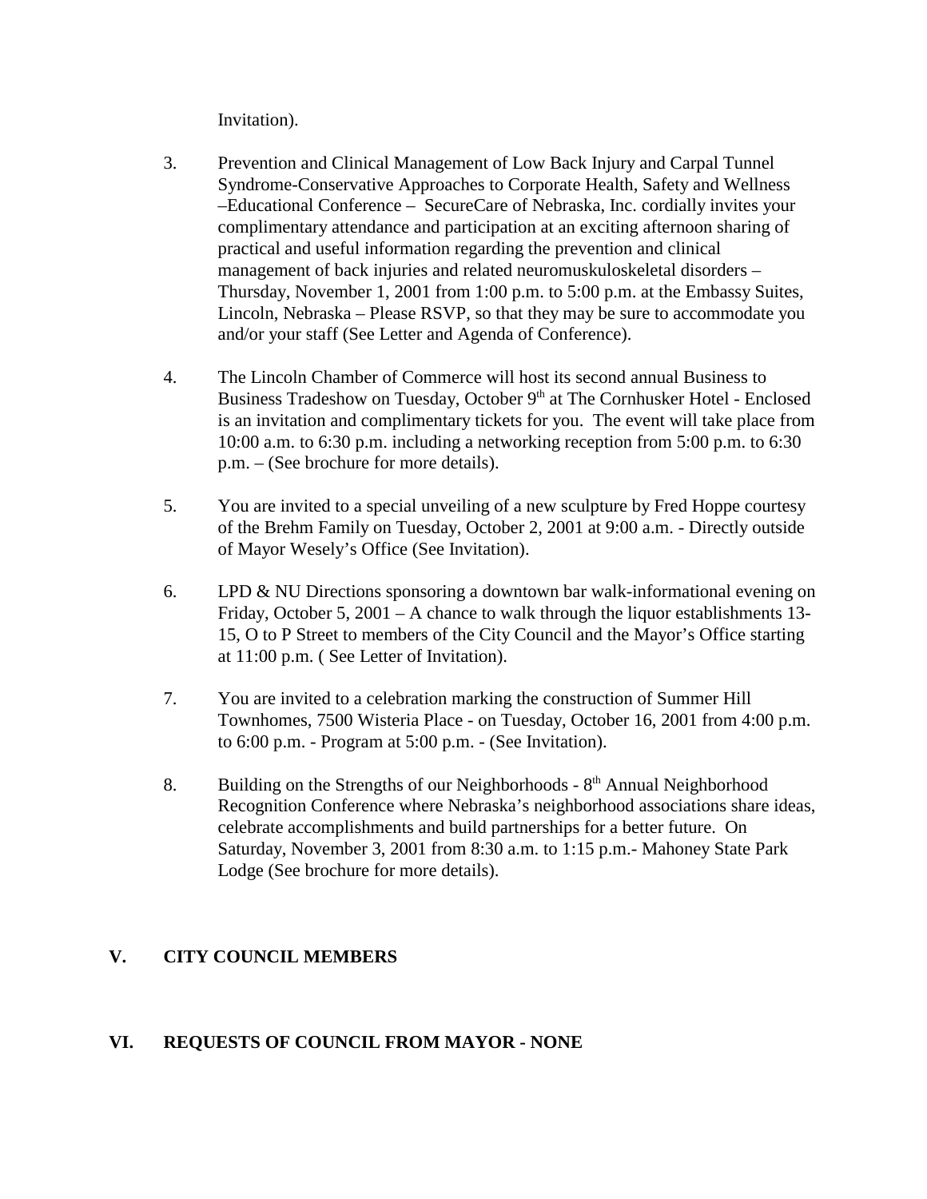Invitation).

3. Prevention and Clinical Management of Low Back Injury and Carpal Tunnel Syndrome-Conservative Approaches to Corporate Health, Safety and Wellness –Educational Conference – SecureCare of Nebraska, Inc. cordially invites your complimentary attendance and participation at an exciting afternoon sharing of practical and useful information regarding the prevention and clinical management of back injuries and related neuromuskuloskeletal disorders – Thursday, November 1, 2001 from 1:00 p.m. to 5:00 p.m. at the Embassy Suites, Lincoln, Nebraska – Please RSVP, so that they may be sure to accommodate you and/or your staff (See Letter and Agenda of Conference).

4. The Lincoln Chamber of Commerce will host its second annual Business to Business Tradeshow on Tuesday, October 9th at The Cornhusker Hotel - Enclosed is an invitation and complimentary tickets for you. The event will take place from 10:00 a.m. to 6:30 p.m. including a networking reception from 5:00 p.m. to 6:30 p.m. – (See brochure for more details).

5. You are invited to a special unveiling of a new sculpture by Fred Hoppe courtesy of the Brehm Family on Tuesday, October 2, 2001 at 9:00 a.m. - Directly outside of Mayor Wesely's Office (See Invitation).

6. LPD & NU Directions sponsoring a downtown bar walk-informational evening on Friday, October 5, 2001 – A chance to walk through the liquor establishments 13-15, O to P Street to members of the City Council and the Mayor's Office starting at 11:00 p.m. ( See Letter of Invitation).

7. You are invited to a celebration marking the construction of Summer Hill Townhomes, 7500 Wisteria Place - on Tuesday, October 16, 2001 from 4:00 p.m. to 6:00 p.m. - Program at 5:00 p.m. - (See Invitation).

8. Building on the Strengths of our Neighborhoods - 8th Annual Neighborhood Recognition Conference where Nebraska's neighborhood associations share ideas, celebrate accomplishments and build partnerships for a better future. On Saturday, November 3, 2001 from 8:30 a.m. to 1:15 p.m.- Mahoney State Park Lodge (See brochure for more details).

## V. CITY COUNCIL MEMBERS

## VI. REQUESTS OF COUNCIL FROM MAYOR - NONE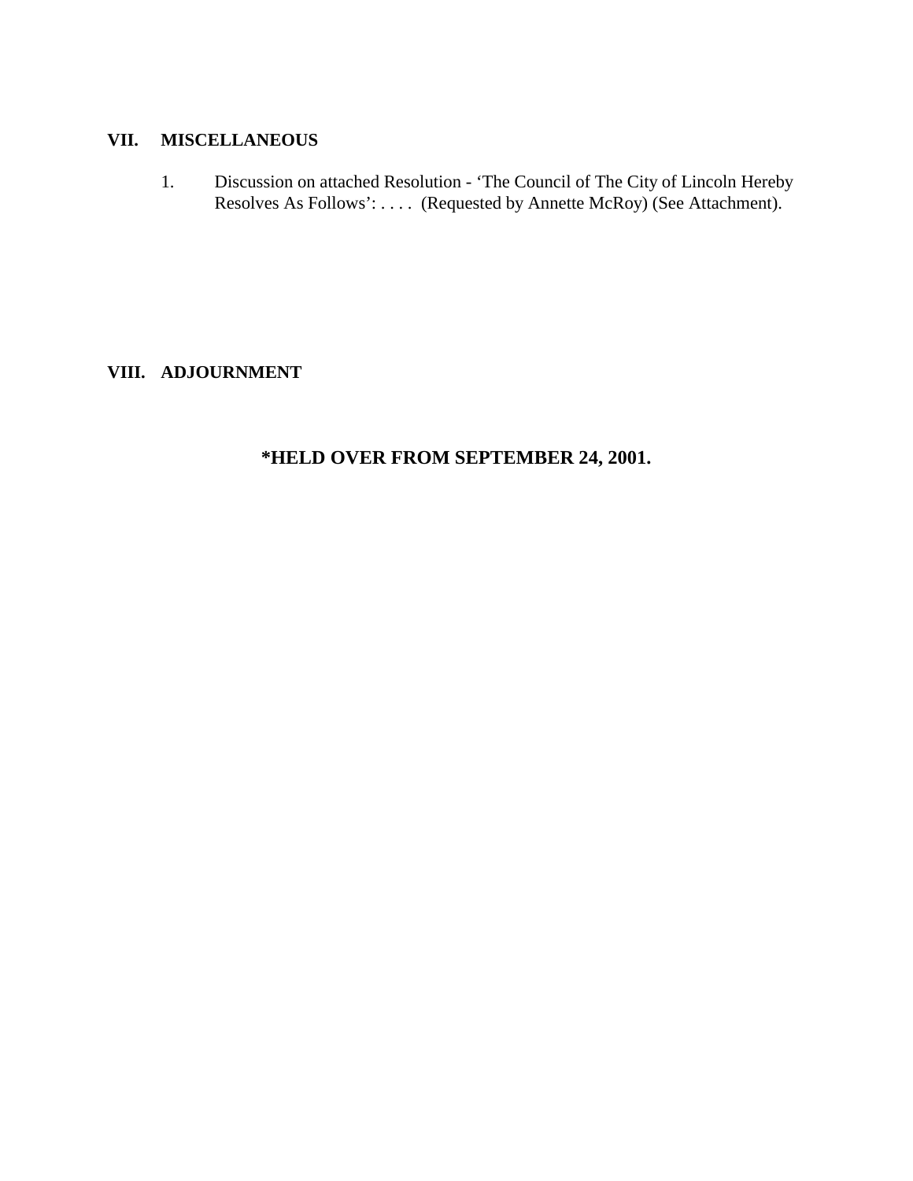## VII. MISCELLANEOUS

1. Discussion on attached Resolution - 'The Council of The City of Lincoln Hereby Resolves As Follows': . . . . (Requested by Annette McRoy) (See Attachment).

## VIII. ADJOURNMENT

**\*HELD OVER FROM SEPTEMBER 24, 2001.**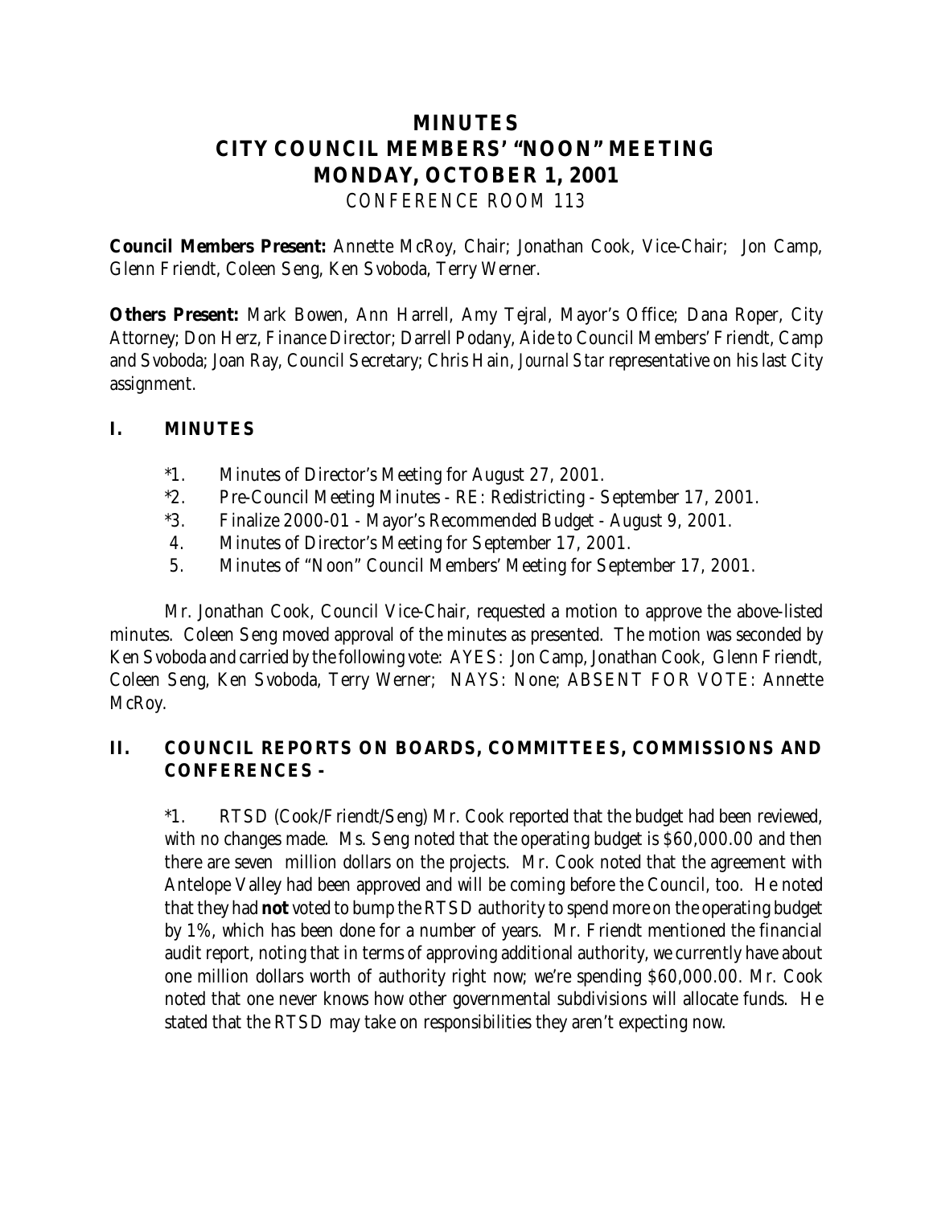# MINUTES
# CITY COUNCIL MEMBERS' "NOON" MEETING
# MONDAY, OCTOBER 1, 2001

CONFERENCE ROOM 113

**Council Members Present:** Annette McRoy, Chair; Jonathan Cook, Vice-Chair; Jon Camp, Glenn Friendt, Coleen Seng, Ken Svoboda, Terry Werner.

**Others Present:** Mark Bowen, Ann Harrell, Amy Tejral, Mayor's Office; Dana Roper, City Attorney; Don Herz, Finance Director; Darrell Podany, Aide to Council Members' Friendt, Camp and Svoboda; Joan Ray, Council Secretary; Chris Hain, *Journal Star* representative on his last City assignment.

## I. MINUTES

*1. Minutes of Director's Meeting for August 27, 2001.
*2. Pre-Council Meeting Minutes - RE: Redistricting - September 17, 2001.
*3. Finalize 2000-01 - Mayor's Recommended Budget - August 9, 2001.
4. Minutes of Director's Meeting for September 17, 2001.
5. Minutes of "Noon" Council Members' Meeting for September 17, 2001.

Mr. Jonathan Cook, Council Vice-Chair, requested a motion to approve the above-listed minutes. Coleen Seng moved approval of the minutes as presented. The motion was seconded by Ken Svoboda and carried by the following vote: AYES: Jon Camp, Jonathan Cook, Glenn Friendt, Coleen Seng, Ken Svoboda, Terry Werner; NAYS: None; ABSENT FOR VOTE: Annette McRoy.

## II. COUNCIL REPORTS ON BOARDS, COMMITTEES, COMMISSIONS AND CONFERENCES -

*1. RTSD (Cook/Friendt/Seng) Mr. Cook reported that the budget had been reviewed, with no changes made. Ms. Seng noted that the operating budget is $60,000.00 and then there are seven million dollars on the projects. Mr. Cook noted that the agreement with Antelope Valley had been approved and will be coming before the Council, too. He noted that they had **not** voted to bump the RTSD authority to spend more on the operating budget by 1%, which has been done for a number of years. Mr. Friendt mentioned the financial audit report, noting that in terms of approving additional authority, we currently have about one million dollars worth of authority right now; we're spending $60,000.00. Mr. Cook noted that one never knows how other governmental subdivisions will allocate funds. He stated that the RTSD may take on responsibilities they aren't expecting now.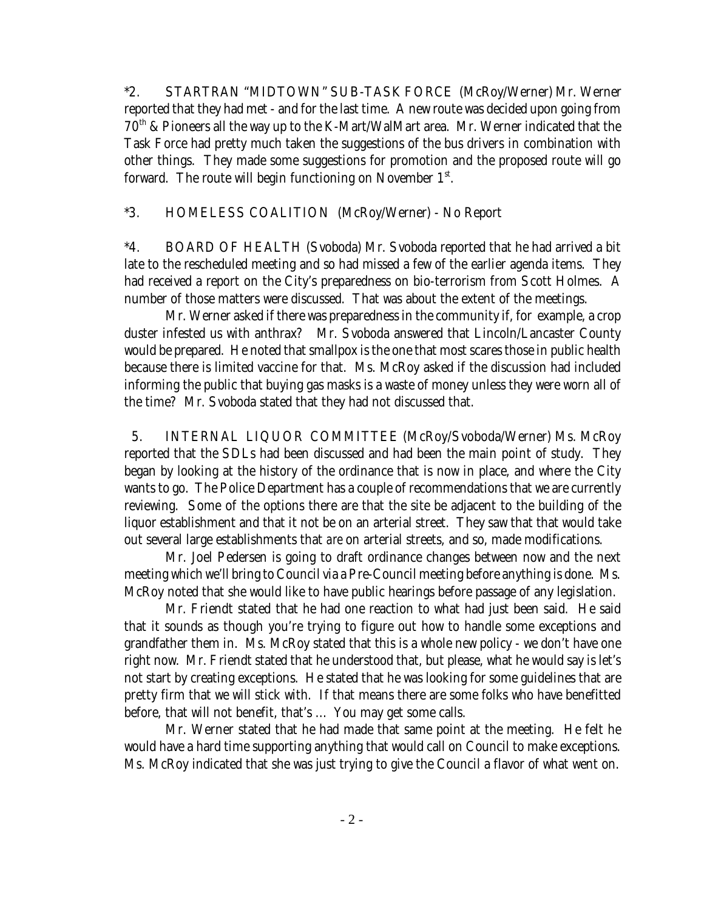*2. STARTRAN "MIDTOWN" SUB-TASK FORCE (McRoy/Werner) Mr. Werner reported that they had met - and for the last time. A new route was decided upon going from 70th & Pioneers all the way up to the K-Mart/WalMart area. Mr. Werner indicated that the Task Force had pretty much taken the suggestions of the bus drivers in combination with other things. They made some suggestions for promotion and the proposed route will go forward. The route will begin functioning on November 1st.

*3. HOMELESS COALITION (McRoy/Werner) - No Report

*4. BOARD OF HEALTH (Svoboda) Mr. Svoboda reported that he had arrived a bit late to the rescheduled meeting and so had missed a few of the earlier agenda items. They had received a report on the City's preparedness on bio-terrorism from Scott Holmes. A number of those matters were discussed. That was about the extent of the meetings.

Mr. Werner asked if there was preparedness in the community if, for example, a crop duster infested us with anthrax? Mr. Svoboda answered that Lincoln/Lancaster County would be prepared. He noted that smallpox is the one that most scares those in public health because there is limited vaccine for that. Ms. McRoy asked if the discussion had included informing the public that buying gas masks is a waste of money unless they were worn all of the time? Mr. Svoboda stated that they had not discussed that.

5. INTERNAL LIQUOR COMMITTEE (McRoy/Svoboda/Werner) Ms. McRoy reported that the SDLs had been discussed and had been the main point of study. They began by looking at the history of the ordinance that is now in place, and where the City wants to go. The Police Department has a couple of recommendations that we are currently reviewing. Some of the options there are that the site be adjacent to the building of the liquor establishment and that it not be on an arterial street. They saw that that would take out several large establishments that *are* on arterial streets, and so, made modifications.

Mr. Joel Pedersen is going to draft ordinance changes between now and the next meeting which we'll bring to Council via a Pre-Council meeting before anything is done. Ms. McRoy noted that she would like to have public hearings before passage of any legislation.

Mr. Friendt stated that he had one reaction to what had just been said. He said that it sounds as though you're trying to figure out how to handle some exceptions and grandfather them in. Ms. McRoy stated that this is a whole new policy - we don't have one right now. Mr. Friendt stated that he understood that, but please, what he would say is let's not start by creating exceptions. He stated that he was looking for some guidelines that are pretty firm that we will stick with. If that means there are some folks who have benefitted before, that will not benefit, that's ... You may get some calls.

Mr. Werner stated that he had made that same point at the meeting. He felt he would have a hard time supporting anything that would call on Council to make exceptions. Ms. McRoy indicated that she was just trying to give the Council a flavor of what went on.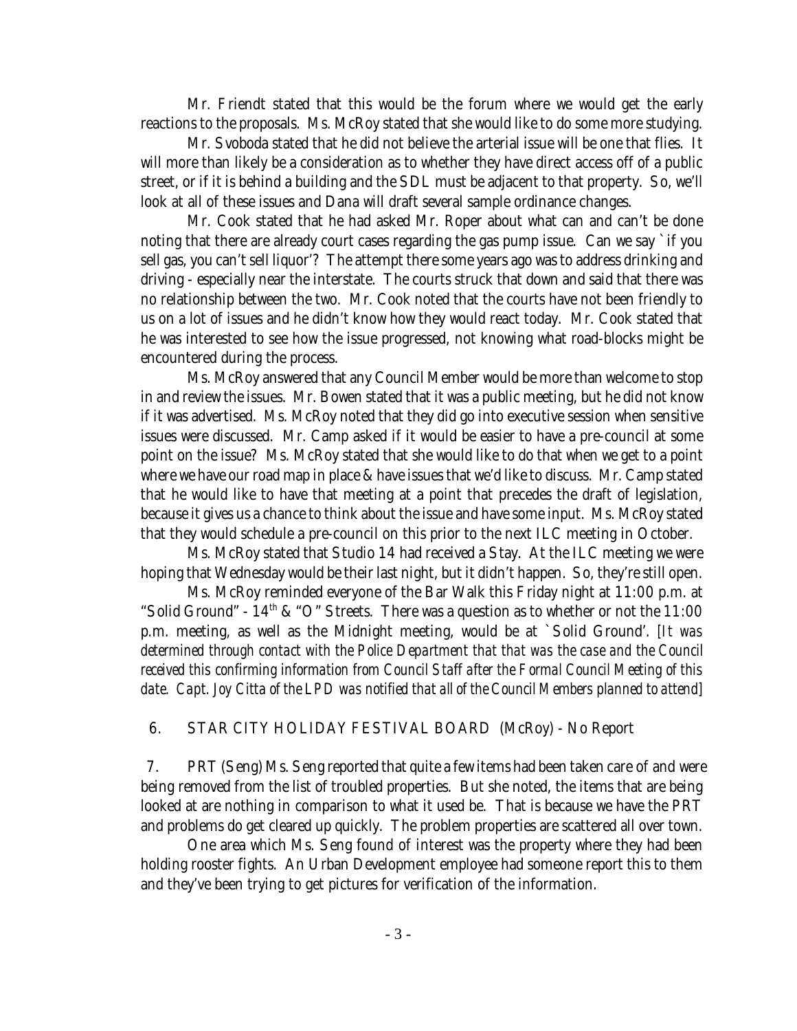Mr. Friendt stated that this would be the forum where we would get the early reactions to the proposals. Ms. McRoy stated that she would like to do some more studying.

Mr. Svoboda stated that he did not believe the arterial issue will be one that flies. It will more than likely be a consideration as to whether they have direct access off of a public street, or if it is behind a building and the SDL must be adjacent to that property. So, we'll look at all of these issues and Dana will draft several sample ordinance changes.

Mr. Cook stated that he had asked Mr. Roper about what can and can't be done noting that there are already court cases regarding the gas pump issue. Can we say `if you sell gas, you can't sell liquor'? The attempt there some years ago was to address drinking and driving - especially near the interstate. The courts struck that down and said that there was no relationship between the two. Mr. Cook noted that the courts have not been friendly to us on a lot of issues and he didn't know how they would react today. Mr. Cook stated that he was interested to see how the issue progressed, not knowing what road-blocks might be encountered during the process.

Ms. McRoy answered that any Council Member would be more than welcome to stop in and review the issues. Mr. Bowen stated that it was a public meeting, but he did not know if it was advertised. Ms. McRoy noted that they did go into executive session when sensitive issues were discussed. Mr. Camp asked if it would be easier to have a pre-council at some point on the issue? Ms. McRoy stated that she would like to do that when we get to a point where we have our road map in place & have issues that we'd like to discuss. Mr. Camp stated that he would like to have that meeting at a point that precedes the draft of legislation, because it gives us a chance to think about the issue and have some input. Ms. McRoy stated that they would schedule a pre-council on this prior to the next ILC meeting in October.

Ms. McRoy stated that Studio 14 had received a Stay. At the ILC meeting we were hoping that Wednesday would be their last night, but it didn't happen. So, they're still open.

Ms. McRoy reminded everyone of the Bar Walk this Friday night at 11:00 p.m. at "Solid Ground" - 14th & "O" Streets. There was a question as to whether or not the 11:00 p.m. meeting, as well as the Midnight meeting, would be at `Solid Ground'. [*It was determined through contact with the Police Department that that was the case and the Council received this confirming information from Council Staff after the Formal Council Meeting of this date. Capt. Joy Citta of the LPD was notified that all of the Council Members planned to attend*]

6. STAR CITY HOLIDAY FESTIVAL BOARD (McRoy) - No Report

7. PRT (Seng) Ms. Seng reported that quite a few items had been taken care of and were being removed from the list of troubled properties. But she noted, the items that are being looked at are nothing in comparison to what it used be. That is because we have the PRT and problems do get cleared up quickly. The problem properties are scattered all over town.

One area which Ms. Seng found of interest was the property where they had been holding rooster fights. An Urban Development employee had someone report this to them and they've been trying to get pictures for verification of the information.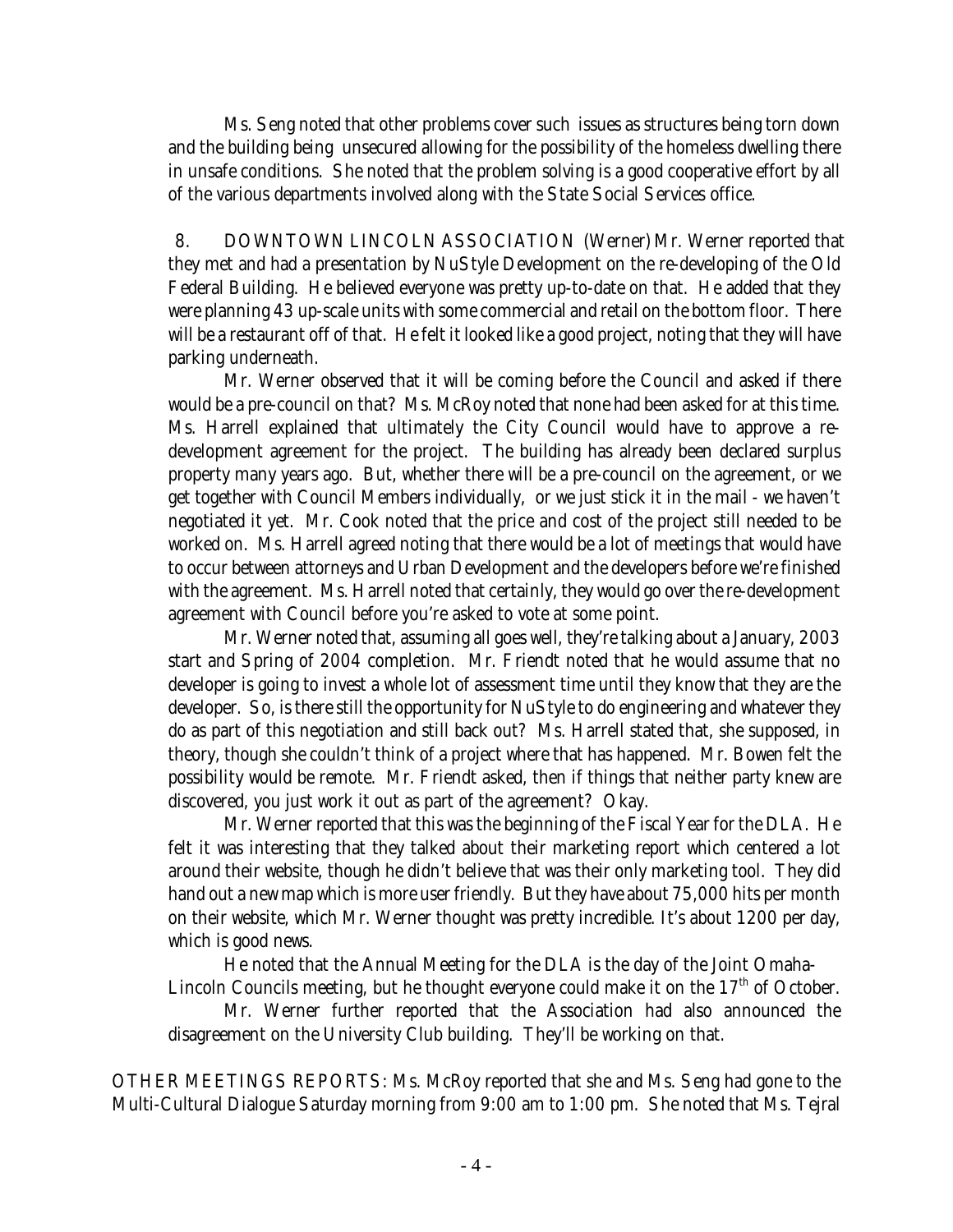Ms. Seng noted that other problems cover such issues as structures being torn down and the building being unsecured allowing for the possibility of the homeless dwelling there in unsafe conditions. She noted that the problem solving is a good cooperative effort by all of the various departments involved along with the State Social Services office.

8. DOWNTOWN LINCOLN ASSOCIATION (Werner) Mr. Werner reported that they met and had a presentation by NuStyle Development on the re-developing of the Old Federal Building. He believed everyone was pretty up-to-date on that. He added that they were planning 43 up-scale units with some commercial and retail on the bottom floor. There will be a restaurant off of that. He felt it looked like a good project, noting that they will have parking underneath.

Mr. Werner observed that it will be coming before the Council and asked if there would be a pre-council on that? Ms. McRoy noted that none had been asked for at this time. Ms. Harrell explained that ultimately the City Council would have to approve a re-development agreement for the project. The building has already been declared surplus property many years ago. But, whether there will be a pre-council on the agreement, or we get together with Council Members individually, or we just stick it in the mail - we haven't negotiated it yet. Mr. Cook noted that the price and cost of the project still needed to be worked on. Ms. Harrell agreed noting that there would be a lot of meetings that would have to occur between attorneys and Urban Development and the developers before we're finished with the agreement. Ms. Harrell noted that certainly, they would go over the re-development agreement with Council before you're asked to vote at some point.

Mr. Werner noted that, assuming all goes well, they're talking about a January, 2003 start and Spring of 2004 completion. Mr. Friendt noted that he would assume that no developer is going to invest a whole lot of assessment time until they know that they are the developer. So, is there still the opportunity for NuStyle to do engineering and whatever they do as part of this negotiation and still back out? Ms. Harrell stated that, she supposed, in theory, though she couldn't think of a project where that has happened. Mr. Bowen felt the possibility would be remote. Mr. Friendt asked, then if things that neither party knew are discovered, you just work it out as part of the agreement? Okay.

Mr. Werner reported that this was the beginning of the Fiscal Year for the DLA. He felt it was interesting that they talked about their marketing report which centered a lot around their website, though he didn't believe that was their only marketing tool. They did hand out a new map which is more user friendly. But they have about 75,000 hits per month on their website, which Mr. Werner thought was pretty incredible. It's about 1200 per day, which is good news.

He noted that the Annual Meeting for the DLA is the day of the Joint Omaha-Lincoln Councils meeting, but he thought everyone could make it on the 17th of October.

Mr. Werner further reported that the Association had also announced the disagreement on the University Club building. They'll be working on that.

OTHER MEETINGS REPORTS: Ms. McRoy reported that she and Ms. Seng had gone to the Multi-Cultural Dialogue Saturday morning from 9:00 am to 1:00 pm. She noted that Ms. Tejral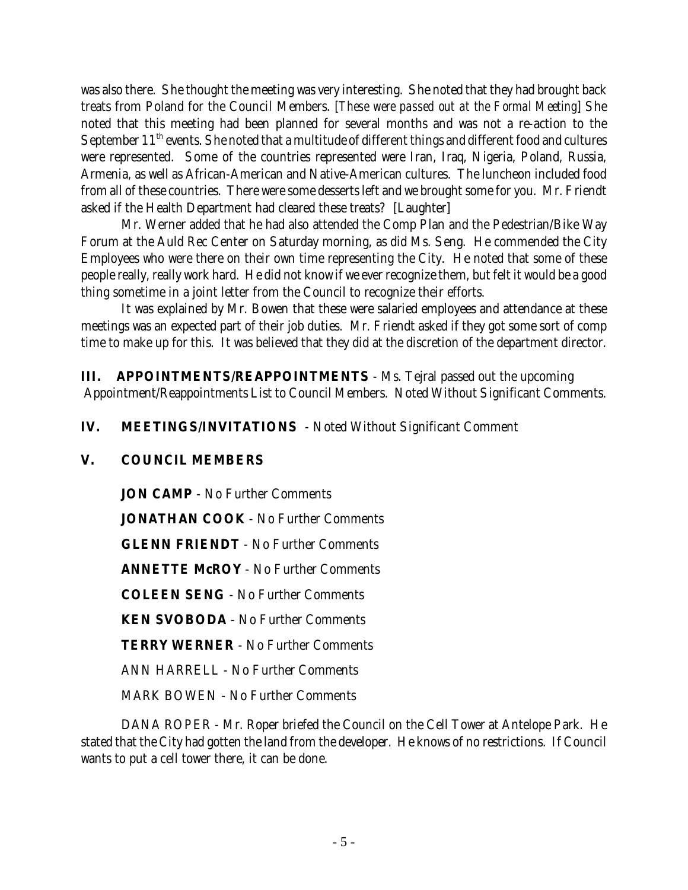was also there. She thought the meeting was very interesting. She noted that they had brought back treats from Poland for the Council Members. [*These were passed out at the Formal Meeting*] She noted that this meeting had been planned for several months and was not a re-action to the September 11th events. She noted that a multitude of different things and different food and cultures were represented. Some of the countries represented were Iran, Iraq, Nigeria, Poland, Russia, Armenia, as well as African-American and Native-American cultures. The luncheon included food from all of these countries. There were some desserts left and we brought some for you. Mr. Friendt asked if the Health Department had cleared these treats? [Laughter]

Mr. Werner added that he had also attended the Comp Plan and the Pedestrian/Bike Way Forum at the Auld Rec Center on Saturday morning, as did Ms. Seng. He commended the City Employees who were there on their own time representing the City. He noted that some of these people really, really work hard. He did not know if we ever recognize them, but felt it would be a good thing sometime in a joint letter from the Council to recognize their efforts.

It was explained by Mr. Bowen that these were salaried employees and attendance at these meetings was an expected part of their job duties. Mr. Friendt asked if they got some sort of comp time to make up for this. It was believed that they did at the discretion of the department director.

**III. APPOINTMENTS/REAPPOINTMENTS** - Ms. Tejral passed out the upcoming Appointment/Reappointments List to Council Members. Noted Without Significant Comments.

**IV. MEETINGS/INVITATIONS** - Noted Without Significant Comment

**V. COUNCIL MEMBERS**

**JON CAMP** - No Further Comments

**JONATHAN COOK** - No Further Comments

**GLENN FRIENDT** - No Further Comments

**ANNETTE McROY** - No Further Comments

**COLEEN SENG** - No Further Comments

**KEN SVOBODA** - No Further Comments

**TERRY WERNER** - No Further Comments

ANN HARRELL - No Further Comments

MARK BOWEN - No Further Comments

DANA ROPER - Mr. Roper briefed the Council on the Cell Tower at Antelope Park. He stated that the City had gotten the land from the developer. He knows of no restrictions. If Council wants to put a cell tower there, it can be done.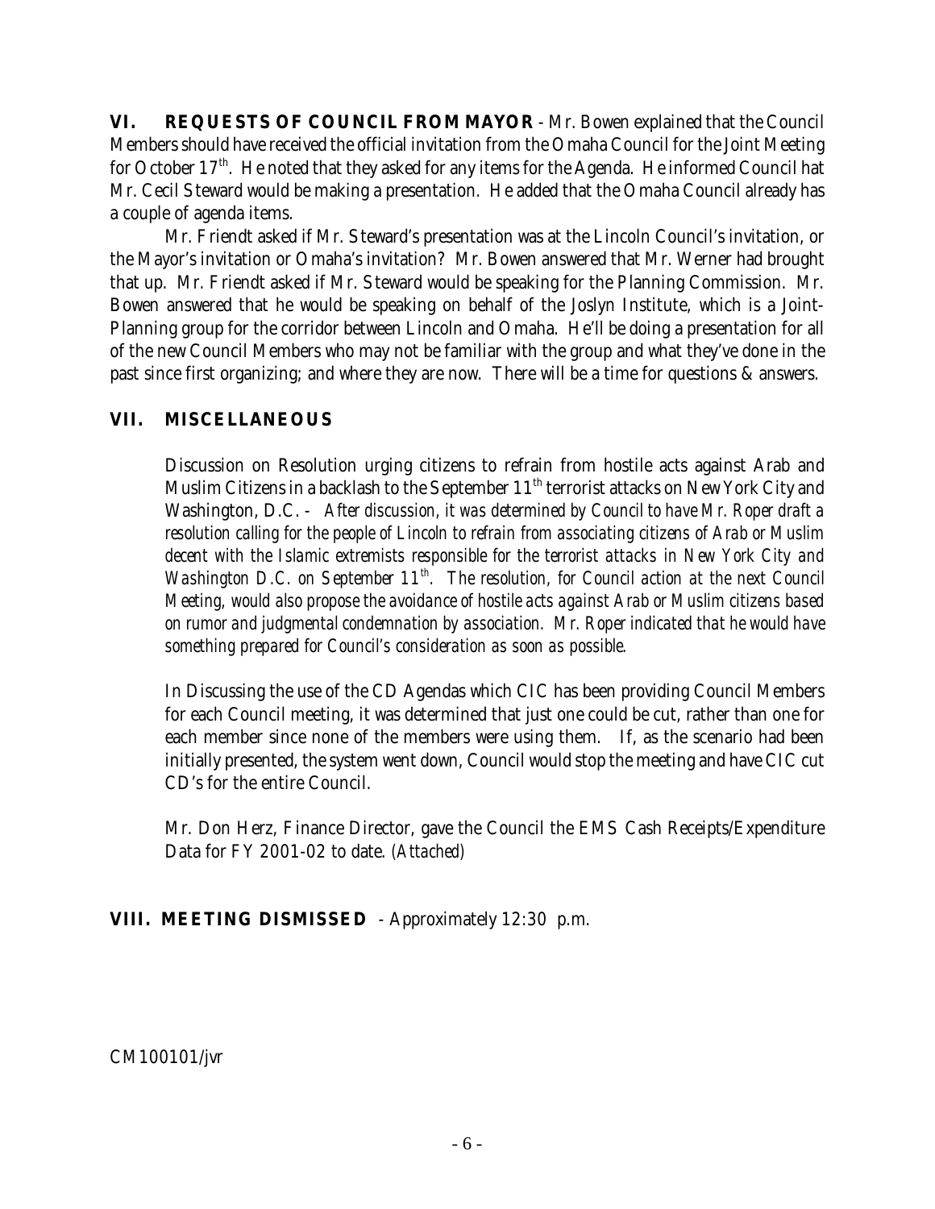**VI. REQUESTS OF COUNCIL FROM MAYOR** - Mr. Bowen explained that the Council Members should have received the official invitation from the Omaha Council for the Joint Meeting for October 17th. He noted that they asked for any items for the Agenda. He informed Council hat Mr. Cecil Steward would be making a presentation. He added that the Omaha Council already has a couple of agenda items.

Mr. Friendt asked if Mr. Steward's presentation was at the Lincoln Council's invitation, or the Mayor's invitation or Omaha's invitation? Mr. Bowen answered that Mr. Werner had brought that up. Mr. Friendt asked if Mr. Steward would be speaking for the Planning Commission. Mr. Bowen answered that he would be speaking on behalf of the Joslyn Institute, which is a Joint-Planning group for the corridor between Lincoln and Omaha. He'll be doing a presentation for all of the new Council Members who may not be familiar with the group and what they've done in the past since first organizing; and where they are now. There will be a time for questions & answers.

**VII. MISCELLANEOUS**

Discussion on Resolution urging citizens to refrain from hostile acts against Arab and Muslim Citizens in a backlash to the September 11th terrorist attacks on New York City and Washington, D.C. - *After discussion, it was determined by Council to have Mr. Roper draft a resolution calling for the people of Lincoln to refrain from associating citizens of Arab or Muslim decent with the Islamic extremists responsible for the terrorist attacks in New York City and Washington D.C. on September 11th. The resolution, for Council action at the next Council Meeting, would also propose the avoidance of hostile acts against Arab or Muslim citizens based on rumor and judgmental condemnation by association. Mr. Roper indicated that he would have something prepared for Council's consideration as soon as possible.*

In Discussing the use of the CD Agendas which CIC has been providing Council Members for each Council meeting, it was determined that just one could be cut, rather than one for each member since none of the members were using them. If, as the scenario had been initially presented, the system went down, Council would stop the meeting and have CIC cut CD's for the entire Council.

Mr. Don Herz, Finance Director, gave the Council the EMS Cash Receipts/Expenditure Data for FY 2001-02 to date. *(Attached)*

**VIII. MEETING DISMISSED** - Approximately 12:30 p.m.

CM100101/jvr